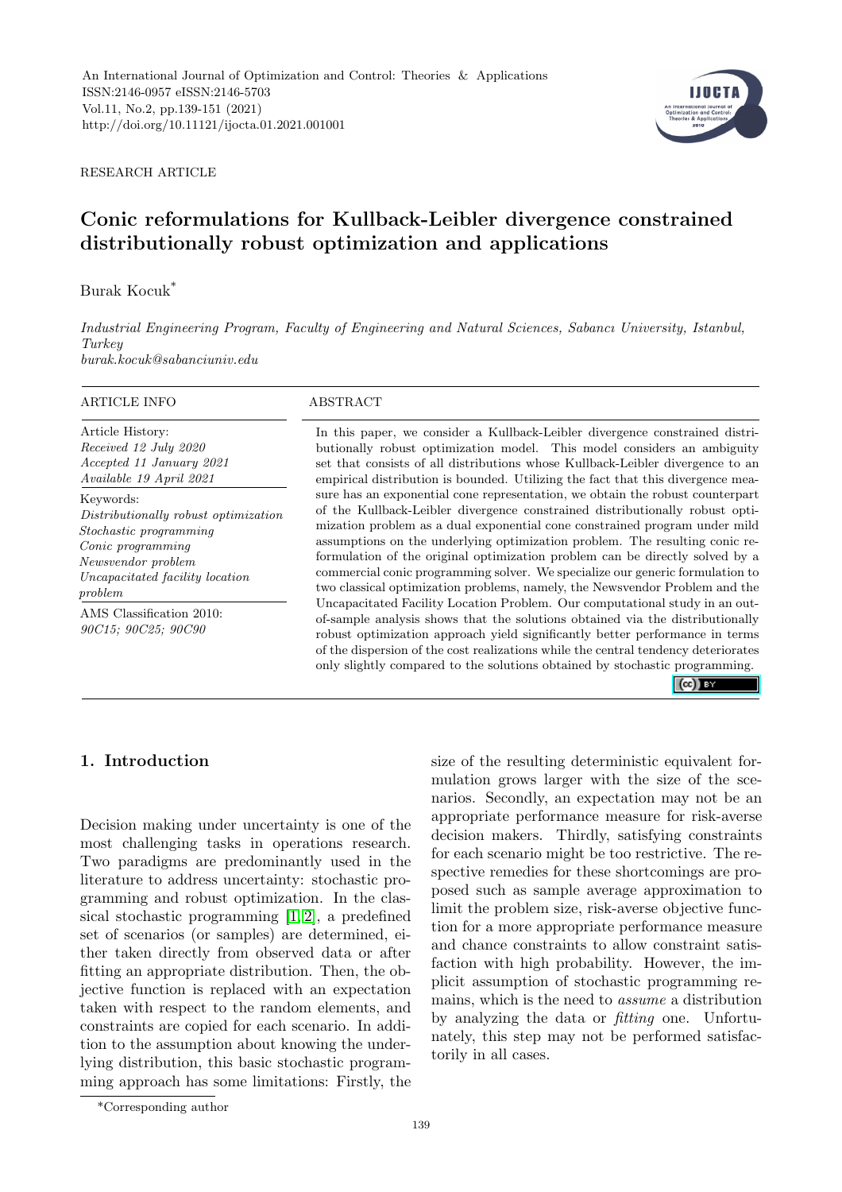RESEARCH ARTICLE

# Conic reformulations for Kullback-Leibler divergence constrained distributionally robust optimization and applications

Burak Kocuk*

*Industrial Engineering Program, Faculty of Engineering and Natural Sciences, Sabancı University, Istanbul, Turkey*
*burak.kocuk@sabanciuniv.edu*

ARTICLE INFO

Article History:
*Received 12 July 2020*
*Accepted 11 January 2021*
*Available 19 April 2021*

Keywords:
*Distributionally robust optimization*
*Stochastic programming*
*Conic programming*
*Newsvendor problem*
*Uncapacitated facility location problem*

AMS Classification 2010:
*90C15; 90C25; 90C90*

ABSTRACT

In this paper, we consider a Kullback-Leibler divergence constrained distributionally robust optimization model. This model considers an ambiguity set that consists of all distributions whose Kullback-Leibler divergence to an empirical distribution is bounded. Utilizing the fact that this divergence measure has an exponential cone representation, we obtain the robust counterpart of the Kullback-Leibler divergence constrained distributionally robust optimization problem as a dual exponential cone constrained program under mild assumptions on the underlying optimization problem. The resulting conic reformulation of the original optimization problem can be directly solved by a commercial conic programming solver. We specialize our generic formulation to two classical optimization problems, namely, the Newsvendor Problem and the Uncapacitated Facility Location Problem. Our computational study in an out-of-sample analysis shows that the solutions obtained via the distributionally robust optimization approach yield significantly better performance in terms of the dispersion of the cost realizations while the central tendency deteriorates only slightly compared to the solutions obtained by stochastic programming.

## 1. Introduction

Decision making under uncertainty is one of the most challenging tasks in operations research. Two paradigms are predominantly used in the literature to address uncertainty: stochastic programming and robust optimization. In the classical stochastic programming [1, 2], a predefined set of scenarios (or samples) are determined, either taken directly from observed data or after fitting an appropriate distribution. Then, the objective function is replaced with an expectation taken with respect to the random elements, and constraints are copied for each scenario. In addition to the assumption about knowing the underlying distribution, this basic stochastic programming approach has some limitations: Firstly, the size of the resulting deterministic equivalent formulation grows larger with the size of the scenarios. Secondly, an expectation may not be an appropriate performance measure for risk-averse decision makers. Thirdly, satisfying constraints for each scenario might be too restrictive. The respective remedies for these shortcomings are proposed such as sample average approximation to limit the problem size, risk-averse objective function for a more appropriate performance measure and chance constraints to allow constraint satisfaction with high probability. However, the implicit assumption of stochastic programming remains, which is the need to *assume* a distribution by analyzing the data or *fitting* one. Unfortunately, this step may not be performed satisfactorily in all cases.

*Corresponding author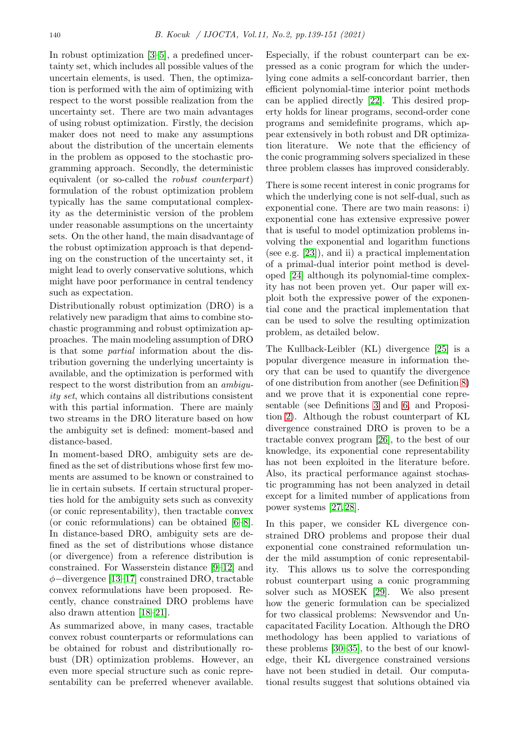In robust optimization [3–5], a predefined uncertainty set, which includes all possible values of the uncertain elements, is used. Then, the optimization is performed with the aim of optimizing with respect to the worst possible realization from the uncertainty set. There are two main advantages of using robust optimization. Firstly, the decision maker does not need to make any assumptions about the distribution of the uncertain elements in the problem as opposed to the stochastic programming approach. Secondly, the deterministic equivalent (or so-called the *robust counterpart*) formulation of the robust optimization problem typically has the same computational complexity as the deterministic version of the problem under reasonable assumptions on the uncertainty sets. On the other hand, the main disadvantage of the robust optimization approach is that depending on the construction of the uncertainty set, it might lead to overly conservative solutions, which might have poor performance in central tendency such as expectation.

Distributionally robust optimization (DRO) is a relatively new paradigm that aims to combine stochastic programming and robust optimization approaches. The main modeling assumption of DRO is that some *partial* information about the distribution governing the underlying uncertainty is available, and the optimization is performed with respect to the worst distribution from an *ambiguity set*, which contains all distributions consistent with this partial information. There are mainly two streams in the DRO literature based on how the ambiguity set is defined: moment-based and distance-based.

In moment-based DRO, ambiguity sets are defined as the set of distributions whose first few moments are assumed to be known or constrained to lie in certain subsets. If certain structural properties hold for the ambiguity sets such as convexity (or conic representability), then tractable convex (or conic reformulations) can be obtained [6–8]. In distance-based DRO, ambiguity sets are defined as the set of distributions whose distance (or divergence) from a reference distribution is constrained. For Wasserstein distance [9–12] and $\phi-$divergence [13–17] constrained DRO, tractable convex reformulations have been proposed. Recently, chance constrained DRO problems have also drawn attention [18–21].

As summarized above, in many cases, tractable convex robust counterparts or reformulations can be obtained for robust and distributionally robust (DR) optimization problems. However, an even more special structure such as conic representability can be preferred whenever available. Especially, if the robust counterpart can be expressed as a conic program for which the underlying cone admits a self-concordant barrier, then efficient polynomial-time interior point methods can be applied directly [22]. This desired property holds for linear programs, second-order cone programs and semidefinite programs, which appear extensively in both robust and DR optimization literature. We note that the efficiency of the conic programming solvers specialized in these three problem classes has improved considerably.

There is some recent interest in conic programs for which the underlying cone is not self-dual, such as exponential cone. There are two main reasons: i) exponential cone has extensive expressive power that is useful to model optimization problems involving the exponential and logarithm functions (see e.g. [23]), and ii) a practical implementation of a primal-dual interior point method is developed [24] although its polynomial-time complexity has not been proven yet. Our paper will exploit both the expressive power of the exponential cone and the practical implementation that can be used to solve the resulting optimization problem, as detailed below.

The Kullback-Leibler (KL) divergence [25] is a popular divergence measure in information theory that can be used to quantify the divergence of one distribution from another (see Definition 8) and we prove that it is exponential cone representable (see Definitions 3 and 6, and Proposition 2). Although the robust counterpart of KL divergence constrained DRO is proven to be a tractable convex program [26], to the best of our knowledge, its exponential cone representability has not been exploited in the literature before. Also, its practical performance against stochastic programming has not been analyzed in detail except for a limited number of applications from power systems [27, 28].

In this paper, we consider KL divergence constrained DRO problems and propose their dual exponential cone constrained reformulation under the mild assumption of conic representability. This allows us to solve the corresponding robust counterpart using a conic programming solver such as MOSEK [29]. We also present how the generic formulation can be specialized for two classical problems: Newsvendor and Uncapacitated Facility Location. Although the DRO methodology has been applied to variations of these problems [30–35], to the best of our knowledge, their KL divergence constrained versions have not been studied in detail. Our computational results suggest that solutions obtained via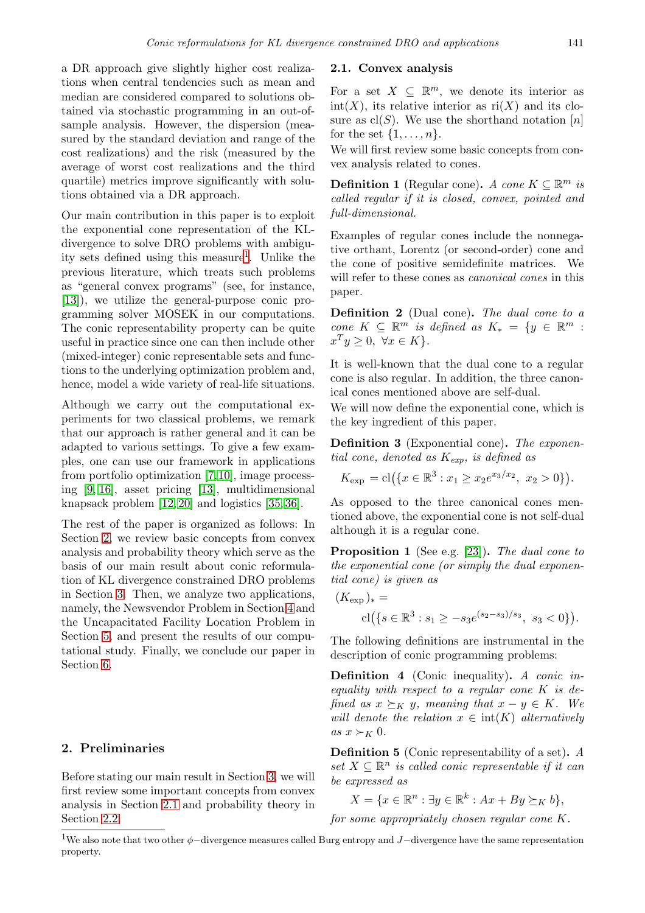a DR approach give slightly higher cost realizations when central tendencies such as mean and median are considered compared to solutions obtained via stochastic programming in an out-of-sample analysis. However, the dispersion (measured by the standard deviation and range of the cost realizations) and the risk (measured by the average of worst cost realizations and the third quartile) metrics improve significantly with solutions obtained via a DR approach.

Our main contribution in this paper is to exploit the exponential cone representation of the KL-divergence to solve DRO problems with ambiguity sets defined using this measure[1]. Unlike the previous literature, which treats such problems as "general convex programs" (see, for instance, [13]), we utilize the general-purpose conic programming solver MOSEK in our computations. The conic representability property can be quite useful in practice since one can then include other (mixed-integer) conic representable sets and functions to the underlying optimization problem and, hence, model a wide variety of real-life situations.

Although we carry out the computational experiments for two classical problems, we remark that our approach is rather general and it can be adapted to various settings. To give a few examples, one can use our framework in applications from portfolio optimization [7,10], image processing [9,16], asset pricing [13], multidimensional knapsack problem [12,20] and logistics [35,36].

The rest of the paper is organized as follows: In Section 2, we review basic concepts from convex analysis and probability theory which serve as the basis of our main result about conic reformulation of KL divergence constrained DRO problems in Section 3. Then, we analyze two applications, namely, the Newsvendor Problem in Section 4 and the Uncapacitated Facility Location Problem in Section 5, and present the results of our computational study. Finally, we conclude our paper in Section 6.

## 2. Preliminaries

Before stating our main result in Section 3, we will first review some important concepts from convex analysis in Section 2.1 and probability theory in Section 2.2.

### 2.1. Convex analysis

For a set $X \subseteq \mathbb{R}^m$, we denote its interior as $\mathrm{int}(X)$, its relative interior as $\mathrm{ri}(X)$ and its closure as $\mathrm{cl}(S)$. We use the shorthand notation $[n]$ for the set $\{1, \ldots, n\}$.

We will first review some basic concepts from convex analysis related to cones.

**Definition 1** (Regular cone)**.** *A cone $K \subseteq \mathbb{R}^m$ is called regular if it is closed, convex, pointed and full-dimensional.*

Examples of regular cones include the nonnegative orthant, Lorentz (or second-order) cone and the cone of positive semidefinite matrices. We will refer to these cones as *canonical cones* in this paper.

**Definition 2** (Dual cone)**.** *The dual cone to a cone $K \subseteq \mathbb{R}^m$ is defined as $K_* = \{y \in \mathbb{R}^m : x^T y \geq 0, \ \forall x \in K\}$.*

It is well-known that the dual cone to a regular cone is also regular. In addition, the three canonical cones mentioned above are self-dual.

We will now define the exponential cone, which is the key ingredient of this paper.

**Definition 3** (Exponential cone)**.** *The exponential cone, denoted as $K_{exp}$, is defined as*

$$K_{\exp} = \mathrm{cl}\big(\{x \in \mathbb{R}^3 : x_1 \geq x_2 e^{x_3/x_2}, \ x_2 > 0\}\big).$$

As opposed to the three canonical cones mentioned above, the exponential cone is not self-dual although it is a regular cone.

**Proposition 1** (See e.g. [23])**.** *The dual cone to the exponential cone (or simply the dual exponential cone) is given as*

$$(K_{\exp})_* = \mathrm{cl}\big(\{s \in \mathbb{R}^3 : s_1 \geq -s_3 e^{(s_2 - s_3)/s_3}, \ s_3 < 0\}\big).$$

The following definitions are instrumental in the description of conic programming problems:

**Definition 4** (Conic inequality)**.** *A conic inequality with respect to a regular cone $K$ is defined as $x \succeq_K y$, meaning that $x - y \in K$. We will denote the relation $x \in \mathrm{int}(K)$ alternatively as $x \succ_K 0$.*

**Definition 5** (Conic representability of a set)**.** *A set $X \subseteq \mathbb{R}^n$ is called conic representable if it can be expressed as*

$$X = \{x \in \mathbb{R}^n : \exists y \in \mathbb{R}^k : Ax + By \succeq_K b\},$$

*for some appropriately chosen regular cone $K$.*

[1] We also note that two other $\phi-$divergence measures called Burg entropy and $J-$divergence have the same representation property.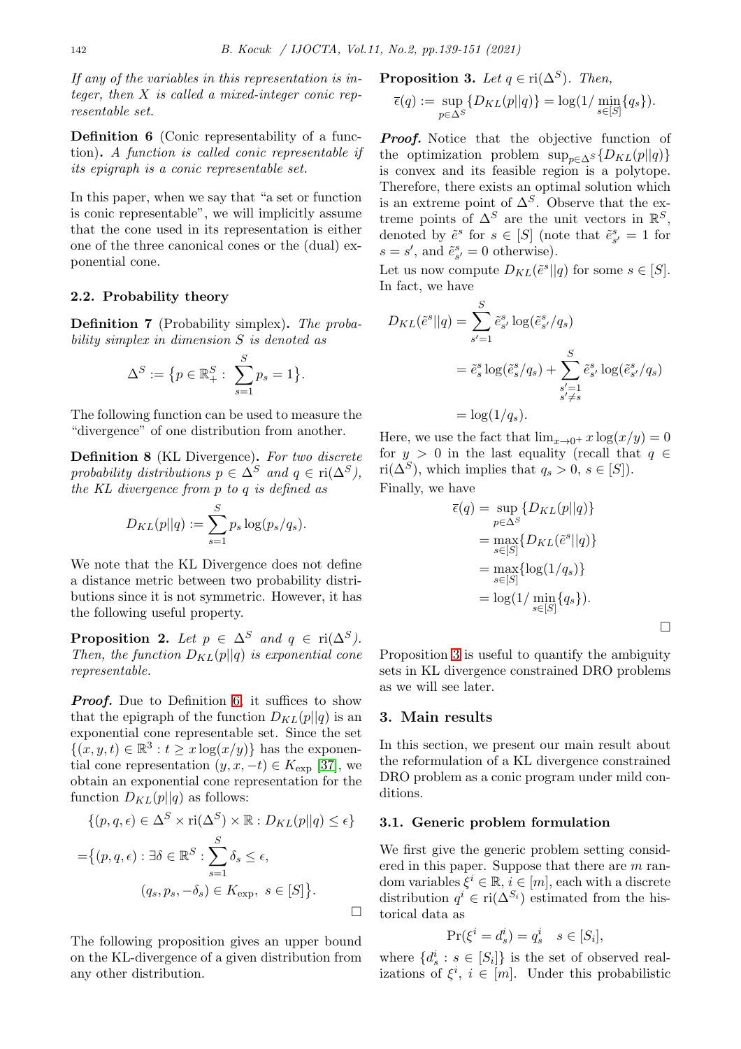*If any of the variables in this representation is integer, then $X$ is called a mixed-integer conic representable set.*

**Definition 6** (Conic representability of a function)**.** *A function is called conic representable if its epigraph is a conic representable set.*

In this paper, when we say that "a set or function is conic representable", we will implicitly assume that the cone used in its representation is either one of the three canonical cones or the (dual) exponential cone.

### 2.2. Probability theory

**Definition 7** (Probability simplex)**.** *The probability simplex in dimension $S$ is denoted as*

$$\Delta^S := \{p \in \mathbb{R}^S_+ : \sum_{s=1}^{S} p_s = 1\}.$$

The following function can be used to measure the "divergence" of one distribution from another.

**Definition 8** (KL Divergence)**.** *For two discrete probability distributions $p \in \Delta^S$ and $q \in \mathrm{ri}(\Delta^S)$, the KL divergence from $p$ to $q$ is defined as*

$$D_{KL}(p||q) := \sum_{s=1}^{S} p_s \log(p_s/q_s).$$

We note that the KL Divergence does not define a distance metric between two probability distributions since it is not symmetric. However, it has the following useful property.

**Proposition 2.** *Let $p \in \Delta^S$ and $q \in \mathrm{ri}(\Delta^S)$. Then, the function $D_{KL}(p||q)$ is exponential cone representable.*

***Proof.*** Due to Definition 6, it suffices to show that the epigraph of the function $D_{KL}(p||q)$ is an exponential cone representable set. Since the set $\{(x, y, t) \in \mathbb{R}^3 : t \geq x \log(x/y)\}$ has the exponential cone representation $(y, x, -t) \in K_{\exp}$ [37], we obtain an exponential cone representation for the function $D_{KL}(p||q)$ as follows:

$$\{(p, q, \epsilon) \in \Delta^S \times \mathrm{ri}(\Delta^S) \times \mathbb{R} : D_{KL}(p||q) \leq \epsilon\}$$

$$= \{(p, q, \epsilon) : \exists \delta \in \mathbb{R}^S : \sum_{s=1}^{S} \delta_s \leq \epsilon, \quad (q_s, p_s, -\delta_s) \in K_{\exp}, \ s \in [S]\}.$$

□

The following proposition gives an upper bound on the KL-divergence of a given distribution from any other distribution.

**Proposition 3.** *Let $q \in \mathrm{ri}(\Delta^S)$. Then,*

$$\bar{\epsilon}(q) := \sup_{p \in \Delta^S} \{D_{KL}(p||q)\} = \log(1/\min_{s \in [S]}\{q_s\}).$$

***Proof.*** Notice that the objective function of the optimization problem $\sup_{p \in \Delta^S}\{D_{KL}(p||q)\}$ is convex and its feasible region is a polytope. Therefore, there exists an optimal solution which is an extreme point of $\Delta^S$. Observe that the extreme points of $\Delta^S$ are the unit vectors in $\mathbb{R}^S$, denoted by $\tilde{e}^s$ for $s \in [S]$ (note that $\tilde{e}^s_{s'} = 1$ for $s = s'$, and $\tilde{e}^s_{s'} = 0$ otherwise).

Let us now compute $D_{KL}(\tilde{e}^s||q)$ for some $s \in [S]$. In fact, we have

$$\begin{aligned}
D_{KL}(\tilde{e}^s||q) &= \sum_{s'=1}^{S} \tilde{e}^s_{s'} \log(\tilde{e}^s_{s'}/q_s) \\
&= \tilde{e}^s_s \log(\tilde{e}^s_s/q_s) + \sum_{\substack{s'=1 \\ s' \neq s}}^{S} \tilde{e}^s_{s'} \log(\tilde{e}^s_{s'}/q_s) \\
&= \log(1/q_s).
\end{aligned}$$

Here, we use the fact that $\lim_{x \to 0^+} x \log(x/y) = 0$ for $y > 0$ in the last equality (recall that $q \in \mathrm{ri}(\Delta^S)$, which implies that $q_s > 0$, $s \in [S]$).

Finally, we have

$$\begin{aligned}
\bar{\epsilon}(q) &= \sup_{p \in \Delta^S} \{D_{KL}(p||q)\} \\
&= \max_{s \in [S]} \{D_{KL}(\tilde{e}^s||q)\} \\
&= \max_{s \in [S]} \{\log(1/q_s)\} \\
&= \log(1/\min_{s \in [S]}\{q_s\}).
\end{aligned}$$

□

Proposition 3 is useful to quantify the ambiguity sets in KL divergence constrained DRO problems as we will see later.

## 3. Main results

In this section, we present our main result about the reformulation of a KL divergence constrained DRO problem as a conic program under mild conditions.

### 3.1. Generic problem formulation

We first give the generic problem setting considered in this paper. Suppose that there are $m$ random variables $\xi^i \in \mathbb{R}$, $i \in [m]$, each with a discrete distribution $q^i \in \mathrm{ri}(\Delta^{S_i})$ estimated from the historical data as

$$\Pr(\xi^i = d^i_s) = q^i_s \quad s \in [S_i],$$

where $\{d^i_s : s \in [S_i]\}$ is the set of observed realizations of $\xi^i$, $i \in [m]$. Under this probabilistic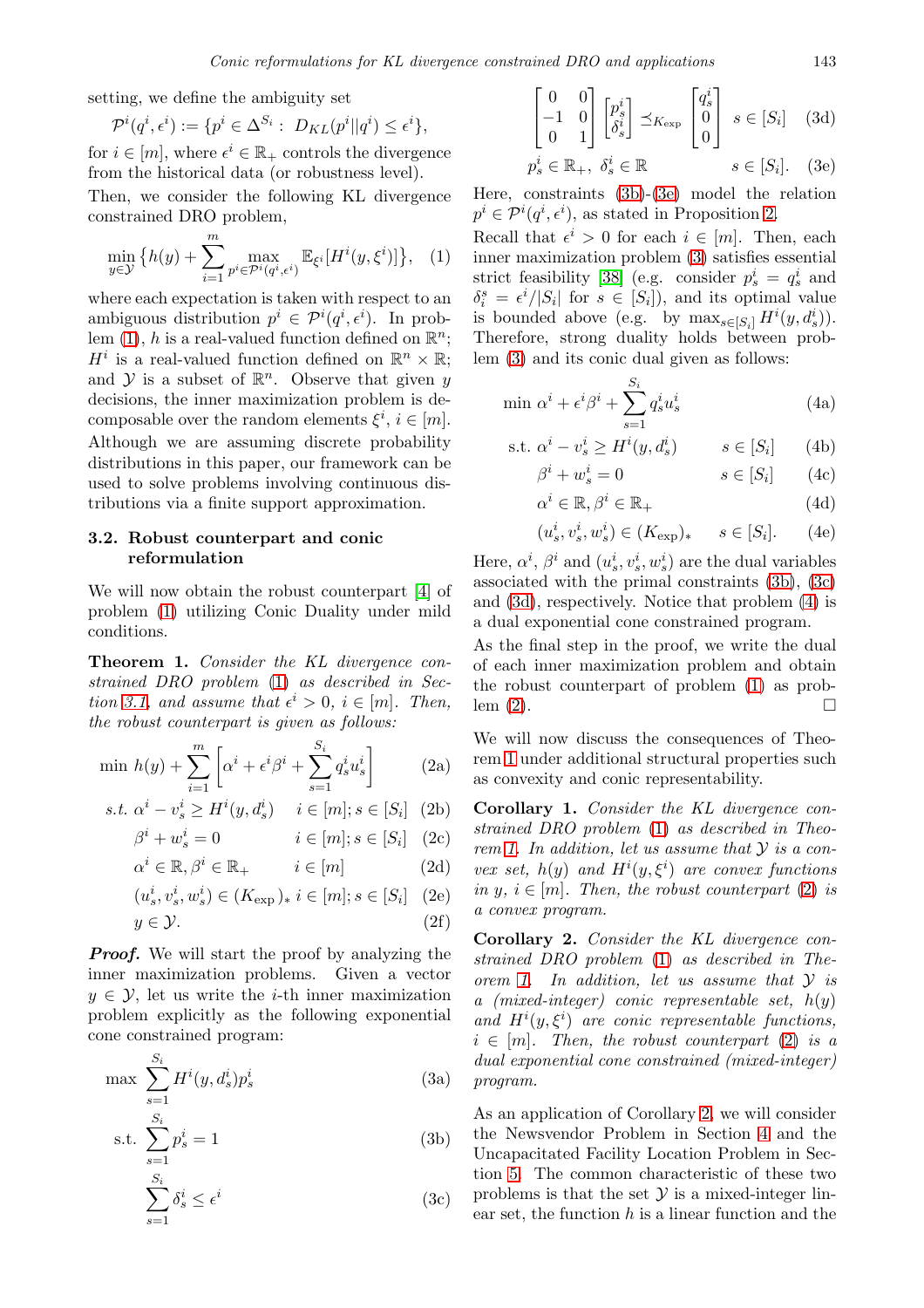setting, we define the ambiguity set

$$\mathcal{P}^i(q^i, \epsilon^i) := \{p^i \in \Delta^{S_i} : \ D_{KL}(p^i||q^i) \leq \epsilon^i\},$$

for $i \in [m]$, where $\epsilon^i \in \mathbb{R}_+$ controls the divergence from the historical data (or robustness level).

Then, we consider the following KL divergence constrained DRO problem,

$$\min_{y \in \mathcal{Y}} \left\{h(y) + \sum_{i=1}^{m} \max_{p^i \in \mathcal{P}^i(q^i, \epsilon^i)} \mathbb{E}_{\xi^i}[H^i(y, \xi^i)]\right\}, \quad (1)$$

where each expectation is taken with respect to an ambiguous distribution $p^i \in \mathcal{P}^i(q^i, \epsilon^i)$. In problem (1), $h$ is a real-valued function defined on $\mathbb{R}^n$; $H^i$ is a real-valued function defined on $\mathbb{R}^n \times \mathbb{R}$; and $\mathcal{Y}$ is a subset of $\mathbb{R}^n$. Observe that given $y$ decisions, the inner maximization problem is decomposable over the random elements $\xi^i$, $i \in [m]$. Although we are assuming discrete probability distributions in this paper, our framework can be used to solve problems involving continuous distributions via a finite support approximation.

### 3.2. Robust counterpart and conic reformulation

We will now obtain the robust counterpart [4] of problem (1) utilizing Conic Duality under mild conditions.

**Theorem 1.** *Consider the KL divergence constrained DRO problem* (1) *as described in Section 3.1, and assume that* $\epsilon^i > 0$, $i \in [m]$. *Then, the robust counterpart is given as follows:*

$$\min \ h(y) + \sum_{i=1}^{m} \left[\alpha^i + \epsilon^i \beta^i + \sum_{s=1}^{S_i} q_s^i u_s^i\right] \quad (2a)$$

$$\text{s.t. } \alpha^i - v_s^i \geq H^i(y, d_s^i) \quad i \in [m]; s \in [S_i] \quad (2b)$$

$$\beta^i + w_s^i = 0 \quad i \in [m]; s \in [S_i] \quad (2c)$$

$$\alpha^i \in \mathbb{R}, \beta^i \in \mathbb{R}_+ \quad i \in [m] \quad (2d)$$

$$(u_s^i, v_s^i, w_s^i) \in (K_{\exp})_* \ i \in [m]; s \in [S_i] \quad (2e)$$

$$y \in \mathcal{Y}. \quad (2f)$$

***Proof.*** We will start the proof by analyzing the inner maximization problems. Given a vector $y \in \mathcal{Y}$, let us write the $i$-th inner maximization problem explicitly as the following exponential cone constrained program:

$$\max \sum_{s=1}^{S_i} H^i(y, d_s^i) p_s^i \quad (3a)$$

$$\text{s.t. } \sum_{s=1}^{S_i} p_s^i = 1 \quad (3b)$$

$$\sum_{s=1}^{S_i} \delta_s^i \leq \epsilon^i \quad (3c)$$

$$\begin{bmatrix} 0 & 0 \\ -1 & 0 \\ 0 & 1 \end{bmatrix} \begin{bmatrix} p_s^i \\ \delta_s^i \end{bmatrix} \preceq_{K_{\exp}} \begin{bmatrix} q_s^i \\ 0 \\ 0 \end{bmatrix} \quad s \in [S_i] \quad (3d)$$

$$p_s^i \in \mathbb{R}_+, \ \delta_s^i \in \mathbb{R} \quad s \in [S_i]. \quad (3e)$$

Here, constraints (3b)-(3e) model the relation $p^i \in \mathcal{P}^i(q^i, \epsilon^i)$, as stated in Proposition 2.

Recall that $\epsilon^i > 0$ for each $i \in [m]$. Then, each inner maximization problem (3) satisfies essential strict feasibility [38] (e.g. consider $p_s^i = q_s^i$ and $\delta_i^s = \epsilon^i/|S_i|$ for $s \in [S_i]$), and its optimal value is bounded above (e.g. by $\max_{s \in [S_i]} H^i(y, d_s^i)$). Therefore, strong duality holds between problem (3) and its conic dual given as follows:

$$\min \ \alpha^i + \epsilon^i \beta^i + \sum_{s=1}^{S_i} q_s^i u_s^i \quad (4a)$$

$$\text{s.t. } \alpha^i - v_s^i \geq H^i(y, d_s^i) \quad s \in [S_i] \quad (4b)$$

$$\beta^i + w_s^i = 0 \quad s \in [S_i] \quad (4c)$$

$$\alpha^i \in \mathbb{R}, \beta^i \in \mathbb{R}_+ \quad (4d)$$

$$(u_s^i, v_s^i, w_s^i) \in (K_{\exp})_* \quad s \in [S_i]. \quad (4e)$$

Here, $\alpha^i$, $\beta^i$ and $(u_s^i, v_s^i, w_s^i)$ are the dual variables associated with the primal constraints (3b), (3c) and (3d), respectively. Notice that problem (4) is a dual exponential cone constrained program.

As the final step in the proof, we write the dual of each inner maximization problem and obtain the robust counterpart of problem (1) as problem (2). □

We will now discuss the consequences of Theorem 1 under additional structural properties such as convexity and conic representability.

**Corollary 1.** *Consider the KL divergence constrained DRO problem* (1) *as described in Theorem 1. In addition, let us assume that* $\mathcal{Y}$ *is a convex set,* $h(y)$ *and* $H^i(y, \xi^i)$ *are convex functions in* $y$, $i \in [m]$. *Then, the robust counterpart* (2) *is a convex program.*

**Corollary 2.** *Consider the KL divergence constrained DRO problem* (1) *as described in Theorem 1. In addition, let us assume that* $\mathcal{Y}$ *is a (mixed-integer) conic representable set,* $h(y)$ *and* $H^i(y, \xi^i)$ *are conic representable functions,* $i \in [m]$. *Then, the robust counterpart* (2) *is a dual exponential cone constrained (mixed-integer) program.*

As an application of Corollary 2, we will consider the Newsvendor Problem in Section 4 and the Uncapacitated Facility Location Problem in Section 5. The common characteristic of these two problems is that the set $\mathcal{Y}$ is a mixed-integer linear set, the function $h$ is a linear function and the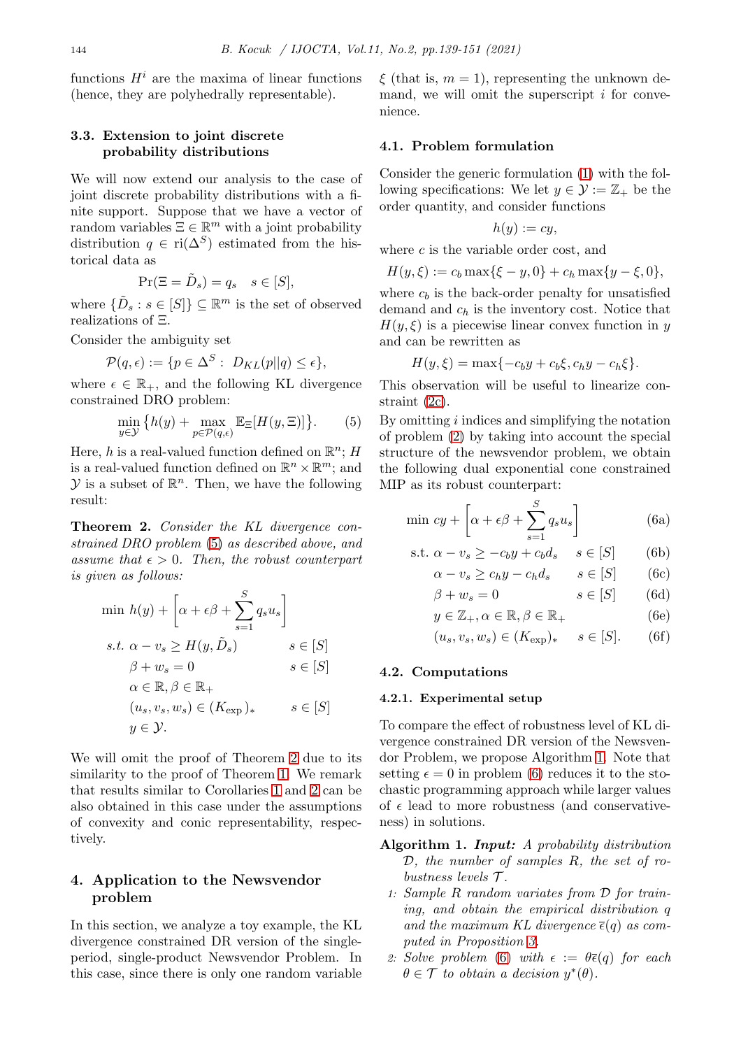functions $H^i$ are the maxima of linear functions (hence, they are polyhedrally representable).

### 3.3. Extension to joint discrete probability distributions

We will now extend our analysis to the case of joint discrete probability distributions with a finite support. Suppose that we have a vector of random variables $\Xi \in \mathbb{R}^m$ with a joint probability distribution $q \in \mathrm{ri}(\Delta^S)$ estimated from the historical data as

$$\Pr(\Xi = \tilde{D}_s) = q_s \quad s \in [S],$$

where $\{\tilde{D}_s : s \in [S]\} \subseteq \mathbb{R}^m$ is the set of observed realizations of $\Xi$.

Consider the ambiguity set

$$\mathcal{P}(q, \epsilon) := \{p \in \Delta^S : \; D_{KL}(p||q) \leq \epsilon\},$$

where $\epsilon \in \mathbb{R}_+$, and the following KL divergence constrained DRO problem:

$$\min_{y \in \mathcal{Y}} \big\{ h(y) + \max_{p \in \mathcal{P}(q,\epsilon)} \mathbb{E}_{\Xi}[H(y, \Xi)] \big\}. \qquad (5)$$

Here, $h$ is a real-valued function defined on $\mathbb{R}^n$; $H$ is a real-valued function defined on $\mathbb{R}^n \times \mathbb{R}^m$; and $\mathcal{Y}$ is a subset of $\mathbb{R}^n$. Then, we have the following result:

**Theorem 2.** *Consider the KL divergence constrained DRO problem (5) as described above, and assume that $\epsilon > 0$. Then, the robust counterpart is given as follows:*

$$
\begin{aligned}
\min\ & h(y) + \left[ \alpha + \epsilon\beta + \sum_{s=1}^{S} q_s u_s \right] \\
\text{s.t. }\ & \alpha - v_s \geq H(y, \tilde{D}_s) && s \in [S] \\
& \beta + w_s = 0 && s \in [S] \\
& \alpha \in \mathbb{R}, \beta \in \mathbb{R}_+ \\
& (u_s, v_s, w_s) \in (K_{\exp})_* && s \in [S] \\
& y \in \mathcal{Y}.
\end{aligned}
$$

We will omit the proof of Theorem 2 due to its similarity to the proof of Theorem 1. We remark that results similar to Corollaries 1 and 2 can be also obtained in this case under the assumptions of convexity and conic representability, respectively.

## 4. Application to the Newsvendor problem

In this section, we analyze a toy example, the KL divergence constrained DR version of the single-period, single-product Newsvendor Problem. In this case, since there is only one random variable $\xi$ (that is, $m = 1$), representing the unknown demand, we will omit the superscript $i$ for convenience.

### 4.1. Problem formulation

Consider the generic formulation (1) with the following specifications: We let $y \in \mathcal{Y} := \mathbb{Z}_+$ be the order quantity, and consider functions

$$h(y) := cy,$$

where $c$ is the variable order cost, and

$$H(y, \xi) := c_b \max\{\xi - y, 0\} + c_h \max\{y - \xi, 0\},$$

where $c_b$ is the back-order penalty for unsatisfied demand and $c_h$ is the inventory cost. Notice that $H(y, \xi)$ is a piecewise linear convex function in $y$ and can be rewritten as

$$H(y, \xi) = \max\{-c_b y + c_b \xi, c_h y - c_h \xi\}.$$

This observation will be useful to linearize constraint (2c).

By omitting $i$ indices and simplifying the notation of problem (2) by taking into account the special structure of the newsvendor problem, we obtain the following dual exponential cone constrained MIP as its robust counterpart:

$$
\begin{aligned}
\min\ & cy + \left[ \alpha + \epsilon\beta + \sum_{s=1}^{S} q_s u_s \right] && && (6a) \\
\text{s.t. }\ & \alpha - v_s \geq -c_b y + c_b d_s && s \in [S] && (6b) \\
& \alpha - v_s \geq c_h y - c_h d_s && s \in [S] && (6c) \\
& \beta + w_s = 0 && s \in [S] && (6d) \\
& y \in \mathbb{Z}_+, \alpha \in \mathbb{R}, \beta \in \mathbb{R}_+ && && (6e) \\
& (u_s, v_s, w_s) \in (K_{\exp})_* && s \in [S]. && (6f)
\end{aligned}
$$

### 4.2. Computations

#### 4.2.1. Experimental setup

To compare the effect of robustness level of KL divergence constrained DR version of the Newsvendor Problem, we propose Algorithm 1. Note that setting $\epsilon = 0$ in problem (6) reduces it to the stochastic programming approach while larger values of $\epsilon$ lead to more robustness (and conservativeness) in solutions.

**Algorithm 1.** ***Input:*** *A probability distribution $\mathcal{D}$, the number of samples $R$, the set of robustness levels $\mathcal{T}$.*

1. *Sample $R$ random variates from $\mathcal{D}$ for training, and obtain the empirical distribution $q$ and the maximum KL divergence $\bar{\epsilon}(q)$ as computed in Proposition 3.*
2. *Solve problem (6) with $\epsilon := \theta\bar{\epsilon}(q)$ for each $\theta \in \mathcal{T}$ to obtain a decision $y^*(\theta)$.*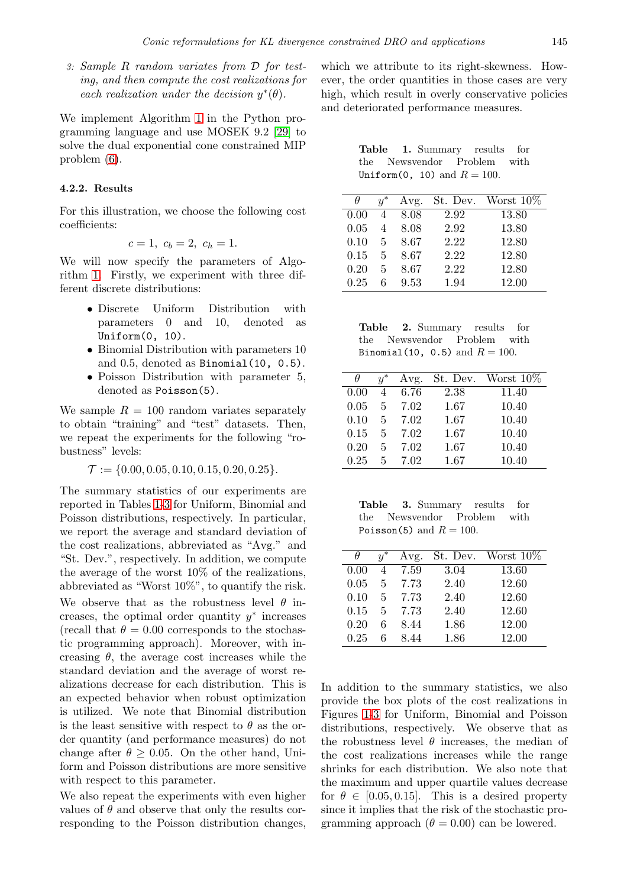*3: Sample $R$ random variates from $\mathcal{D}$ for testing, and then compute the cost realizations for each realization under the decision $y^*(\theta)$.*

We implement Algorithm 1 in the Python programming language and use MOSEK 9.2 [29] to solve the dual exponential cone constrained MIP problem (6).

### 4.2.2. Results

For this illustration, we choose the following cost coefficients:

$$c = 1,\ c_b = 2,\ c_h = 1.$$

We will now specify the parameters of Algorithm 1. Firstly, we experiment with three different discrete distributions:

- Discrete Uniform Distribution with parameters 0 and 10, denoted as `Uniform(0, 10)`.
- Binomial Distribution with parameters 10 and 0.5, denoted as `Binomial(10, 0.5)`.
- Poisson Distribution with parameter 5, denoted as `Poisson(5)`.

We sample $R = 100$ random variates separately to obtain "training" and "test" datasets. Then, we repeat the experiments for the following "robustness" levels:

$$\mathcal{T} := \{0.00, 0.05, 0.10, 0.15, 0.20, 0.25\}.$$

The summary statistics of our experiments are reported in Tables 1-3 for Uniform, Binomial and Poisson distributions, respectively. In particular, we report the average and standard deviation of the cost realizations, abbreviated as "Avg." and "St. Dev.", respectively. In addition, we compute the average of the worst 10% of the realizations, abbreviated as "Worst 10%", to quantify the risk.

We observe that as the robustness level $\theta$ increases, the optimal order quantity $y^*$ increases (recall that $\theta = 0.00$ corresponds to the stochastic programming approach). Moreover, with increasing $\theta$, the average cost increases while the standard deviation and the average of worst realizations decrease for each distribution. This is an expected behavior when robust optimization is utilized. We note that Binomial distribution is the least sensitive with respect to $\theta$ as the order quantity (and performance measures) do not change after $\theta \geq 0.05$. On the other hand, Uniform and Poisson distributions are more sensitive with respect to this parameter.

We also repeat the experiments with even higher values of $\theta$ and observe that only the results corresponding to the Poisson distribution changes, which we attribute to its right-skewness. However, the order quantities in those cases are very high, which result in overly conservative policies and deteriorated performance measures.

**Table 1.** Summary results for the Newsvendor Problem with `Uniform(0, 10)` and $R = 100$.

| $\theta$ | $y^*$ | Avg. | St. Dev. | Worst 10% |
|---|---|---|---|---|
| 0.00 | 4 | 8.08 | 2.92 | 13.80 |
| 0.05 | 4 | 8.08 | 2.92 | 13.80 |
| 0.10 | 5 | 8.67 | 2.22 | 12.80 |
| 0.15 | 5 | 8.67 | 2.22 | 12.80 |
| 0.20 | 5 | 8.67 | 2.22 | 12.80 |
| 0.25 | 6 | 9.53 | 1.94 | 12.00 |

**Table 2.** Summary results for the Newsvendor Problem with `Binomial(10, 0.5)` and $R = 100$.

| $\theta$ | $y^*$ | Avg. | St. Dev. | Worst 10% |
|---|---|---|---|---|
| 0.00 | 4 | 6.76 | 2.38 | 11.40 |
| 0.05 | 5 | 7.02 | 1.67 | 10.40 |
| 0.10 | 5 | 7.02 | 1.67 | 10.40 |
| 0.15 | 5 | 7.02 | 1.67 | 10.40 |
| 0.20 | 5 | 7.02 | 1.67 | 10.40 |
| 0.25 | 5 | 7.02 | 1.67 | 10.40 |

**Table 3.** Summary results for the Newsvendor Problem with `Poisson(5)` and $R = 100$.

| $\theta$ | $y^*$ | Avg. | St. Dev. | Worst 10% |
|---|---|---|---|---|
| 0.00 | 4 | 7.59 | 3.04 | 13.60 |
| 0.05 | 5 | 7.73 | 2.40 | 12.60 |
| 0.10 | 5 | 7.73 | 2.40 | 12.60 |
| 0.15 | 5 | 7.73 | 2.40 | 12.60 |
| 0.20 | 6 | 8.44 | 1.86 | 12.00 |
| 0.25 | 6 | 8.44 | 1.86 | 12.00 |

In addition to the summary statistics, we also provide the box plots of the cost realizations in Figures 1-3 for Uniform, Binomial and Poisson distributions, respectively. We observe that as the robustness level $\theta$ increases, the median of the cost realizations increases while the range shrinks for each distribution. We also note that the maximum and upper quartile values decrease for $\theta \in [0.05, 0.15]$. This is a desired property since it implies that the risk of the stochastic programming approach ($\theta = 0.00$) can be lowered.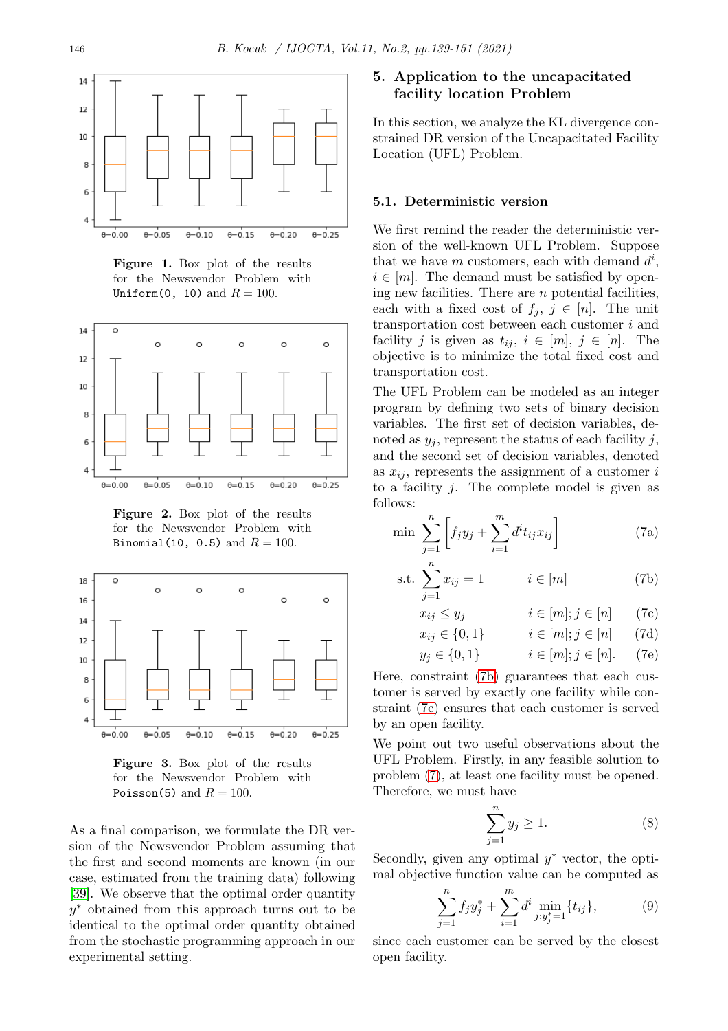**Figure 1.** Box plot of the results for the Newsvendor Problem with `Uniform(0, 10)` and $R = 100$.

**Figure 2.** Box plot of the results for the Newsvendor Problem with `Binomial(10, 0.5)` and $R = 100$.

**Figure 3.** Box plot of the results for the Newsvendor Problem with `Poisson(5)` and $R = 100$.

As a final comparison, we formulate the DR version of the Newsvendor Problem assuming that the first and second moments are known (in our case, estimated from the training data) following [39]. We observe that the optimal order quantity $y^*$ obtained from this approach turns out to be identical to the optimal order quantity obtained from the stochastic programming approach in our experimental setting.

## 5. Application to the uncapacitated facility location Problem

In this section, we analyze the KL divergence constrained DR version of the Uncapacitated Facility Location (UFL) Problem.

### 5.1. Deterministic version

We first remind the reader the deterministic version of the well-known UFL Problem. Suppose that we have $m$ customers, each with demand $d^i$, $i \in [m]$. The demand must be satisfied by opening new facilities. There are $n$ potential facilities, each with a fixed cost of $f_j$, $j \in [n]$. The unit transportation cost between each customer $i$ and facility $j$ is given as $t_{ij}$, $i \in [m]$, $j \in [n]$. The objective is to minimize the total fixed cost and transportation cost.

The UFL Problem can be modeled as an integer program by defining two sets of binary decision variables. The first set of decision variables, denoted as $y_j$, represent the status of each facility $j$, and the second set of decision variables, denoted as $x_{ij}$, represents the assignment of a customer $i$ to a facility $j$. The complete model is given as follows:

$$\min \sum_{j=1}^{n} \left[ f_j y_j + \sum_{i=1}^{m} d^i t_{ij} x_{ij} \right] \tag{7a}$$

$$\text{s.t.} \sum_{j=1}^{n} x_{ij} = 1 \qquad i \in [m] \tag{7b}$$

$$x_{ij} \leq y_j \qquad i \in [m]; j \in [n] \tag{7c}$$

$$x_{ij} \in \{0, 1\} \qquad i \in [m]; j \in [n] \tag{7d}$$

$$y_j \in \{0, 1\} \qquad i \in [m]; j \in [n]. \tag{7e}$$

Here, constraint (7b) guarantees that each customer is served by exactly one facility while constraint (7c) ensures that each customer is served by an open facility.

We point out two useful observations about the UFL Problem. Firstly, in any feasible solution to problem (7), at least one facility must be opened. Therefore, we must have

$$\sum_{j=1}^{n} y_j \geq 1. \tag{8}$$

Secondly, given any optimal $y^*$ vector, the optimal objective function value can be computed as

$$\sum_{j=1}^{n} f_j y_j^* + \sum_{i=1}^{m} d^i \min_{j: y_j^* = 1} \{t_{ij}\}, \tag{9}$$

since each customer can be served by the closest open facility.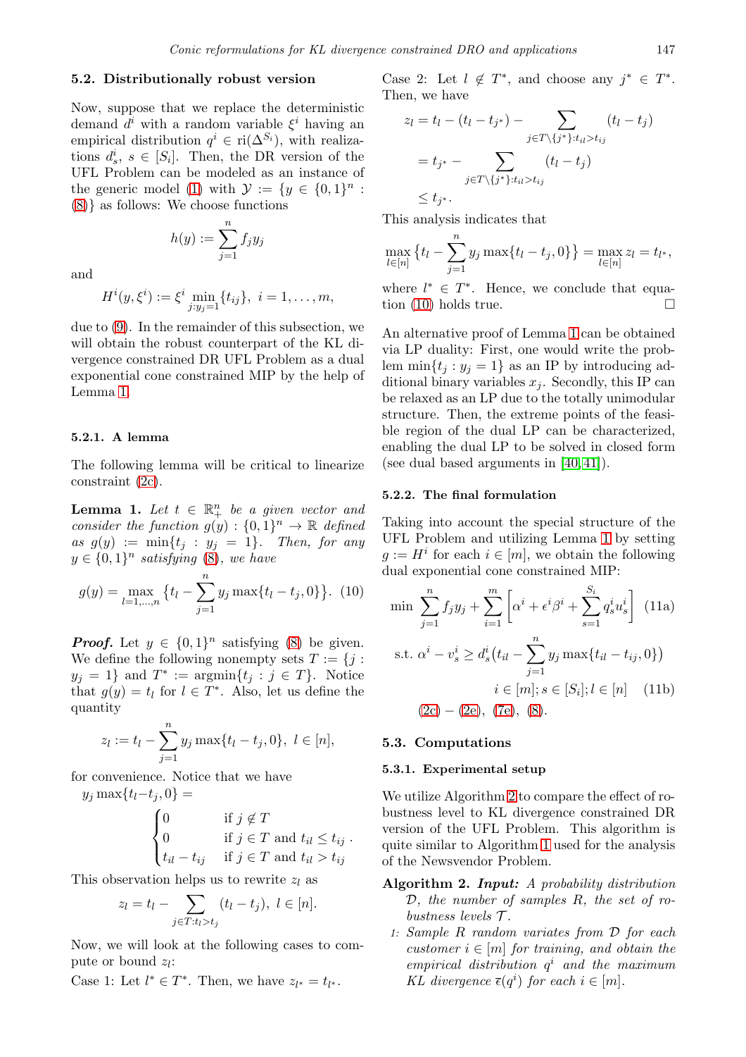### 5.2. Distributionally robust version

Now, suppose that we replace the deterministic demand $d^i$ with a random variable $\xi^i$ having an empirical distribution $q^i \in \mathrm{ri}(\Delta^{S_i})$, with realizations $d^i_s$, $s \in [S_i]$. Then, the DR version of the UFL Problem can be modeled as an instance of the generic model (1) with $\mathcal{Y} := \{y \in \{0,1\}^n : (8)\}$ as follows: We choose functions

$$h(y) := \sum_{j=1}^{n} f_j y_j$$

and

$$H^i(y, \xi^i) := \xi^i \min_{j: y_j = 1} \{t_{ij}\},\ i = 1, \ldots, m,$$

due to (9). In the remainder of this subsection, we will obtain the robust counterpart of the KL divergence constrained DR UFL Problem as a dual exponential cone constrained MIP by the help of Lemma 1.

#### 5.2.1. A lemma

The following lemma will be critical to linearize constraint (2c).

**Lemma 1.** *Let $t \in \mathbb{R}^n_+$ be a given vector and consider the function $g(y) : \{0,1\}^n \to \mathbb{R}$ defined as $g(y) := \min\{t_j : y_j = 1\}$. Then, for any $y \in \{0,1\}^n$ satisfying (8), we have*

$$g(y) = \max_{l=1,\ldots,n} \Big\{t_l - \sum_{j=1}^{n} y_j \max\{t_l - t_j, 0\}\Big\}. \quad (10)$$

***Proof.*** Let $y \in \{0,1\}^n$ satisfying (8) be given. We define the following nonempty sets $T := \{j : y_j = 1\}$ and $T^* := \mathrm{argmin}\{t_j : j \in T\}$. Notice that $g(y) = t_l$ for $l \in T^*$. Also, let us define the quantity

$$z_l := t_l - \sum_{j=1}^{n} y_j \max\{t_l - t_j, 0\},\ l \in [n],$$

for convenience. Notice that we have

$$y_j \max\{t_l - t_j, 0\} = \begin{cases} 0 & \text{if } j \notin T \\ 0 & \text{if } j \in T \text{ and } t_{il} \le t_{ij} \\ t_{il} - t_{ij} & \text{if } j \in T \text{ and } t_{il} > t_{ij} \end{cases}.$$

This observation helps us to rewrite $z_l$ as

$$z_l = t_l - \sum_{j \in T: t_l > t_j} (t_l - t_j),\ l \in [n].$$

Now, we will look at the following cases to compute or bound $z_l$:

Case 1: Let $l^* \in T^*$. Then, we have $z_{l^*} = t_{l^*}$.

Case 2: Let $l \notin T^*$, and choose any $j^* \in T^*$. Then, we have

$$\begin{aligned} z_l &= t_l - (t_l - t_{j^*}) - \sum_{j \in T \setminus \{j^*\}: t_{il} > t_{ij}} (t_l - t_j) \\ &= t_{j^*} - \sum_{j \in T \setminus \{j^*\}: t_{il} > t_{ij}} (t_l - t_j) \\ &\le t_{j^*}. \end{aligned}$$

This analysis indicates that

$$\max_{l \in [n]} \Big\{t_l - \sum_{j=1}^{n} y_j \max\{t_l - t_j, 0\}\Big\} = \max_{l \in [n]} z_l = t_{l^*},$$

where $l^* \in T^*$. Hence, we conclude that equation (10) holds true. $\square$

An alternative proof of Lemma 1 can be obtained via LP duality: First, one would write the problem $\min\{t_j : y_j = 1\}$ as an IP by introducing additional binary variables $x_j$. Secondly, this IP can be relaxed as an LP due to the totally unimodular structure. Then, the extreme points of the feasible region of the dual LP can be characterized, enabling the dual LP to be solved in closed form (see dual based arguments in [40,41]).

#### 5.2.2. The final formulation

Taking into account the special structure of the UFL Problem and utilizing Lemma 1 by setting $g := H^i$ for each $i \in [m]$, we obtain the following dual exponential cone constrained MIP:

$$\min \sum_{j=1}^{n} f_j y_j + \sum_{i=1}^{m} \Big[\alpha^i + \epsilon^i \beta^i + \sum_{s=1}^{S_i} q^i_s u^i_s\Big] \quad (11a)$$

$$\text{s.t. } \alpha^i - v^i_s \ge d^i_s\big(t_{il} - \sum_{j=1}^{n} y_j \max\{t_{il} - t_{ij}, 0\}\big) \qquad i \in [m]; s \in [S_i]; l \in [n] \quad (11b)$$

(2c) − (2e), (7e), (8).

### 5.3. Computations

#### 5.3.1. Experimental setup

We utilize Algorithm 2 to compare the effect of robustness level to KL divergence constrained DR version of the UFL Problem. This algorithm is quite similar to Algorithm 1 used for the analysis of the Newsvendor Problem.

**Algorithm 2.** ***Input:*** *A probability distribution $\mathcal{D}$, the number of samples $R$, the set of robustness levels $\mathcal{T}$.*

1: *Sample $R$ random variates from $\mathcal{D}$ for each customer $i \in [m]$ for training, and obtain the empirical distribution $q^i$ and the maximum KL divergence $\bar{\epsilon}(q^i)$ for each $i \in [m]$.*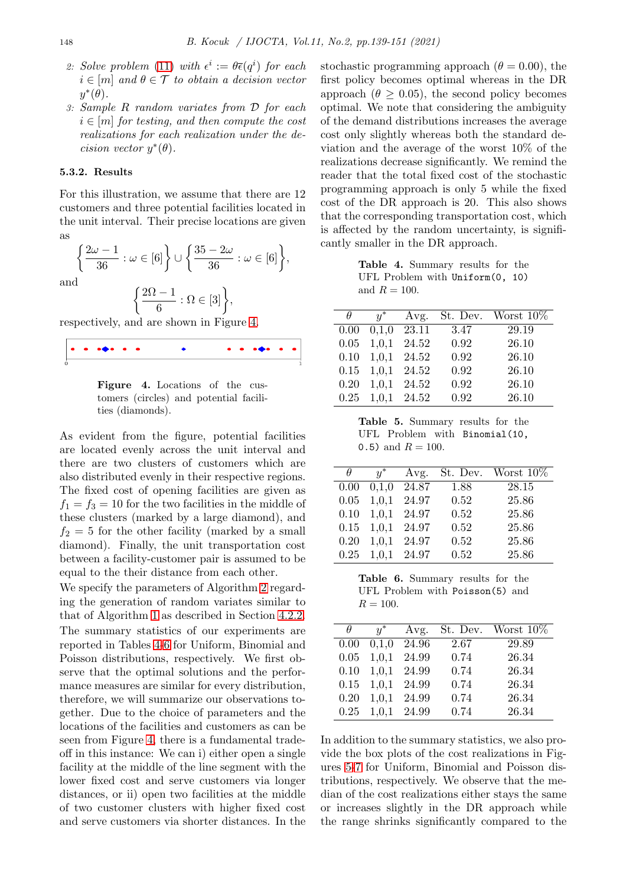2: *Solve problem (11) with $\epsilon^i := \theta\bar{\epsilon}(q^i)$ for each $i \in [m]$ and $\theta \in \mathcal{T}$ to obtain a decision vector $y^*(\theta)$.*

3: *Sample $R$ random variates from $\mathcal{D}$ for each $i \in [m]$ for testing, and then compute the cost realizations for each realization under the decision vector $y^*(\theta)$.*

#### 5.3.2. Results

For this illustration, we assume that there are 12 customers and three potential facilities located in the unit interval. Their precise locations are given as

$$\left\{\frac{2\omega - 1}{36} : \omega \in [6]\right\} \cup \left\{\frac{35 - 2\omega}{36} : \omega \in [6]\right\},$$

and

$$\left\{\frac{2\Omega - 1}{6} : \Omega \in [3]\right\},$$

respectively, and are shown in Figure 4.

**Figure 4.** Locations of the customers (circles) and potential facilities (diamonds).

As evident from the figure, potential facilities are located evenly across the unit interval and there are two clusters of customers which are also distributed evenly in their respective regions. The fixed cost of opening facilities are given as $f_1 = f_3 = 10$ for the two facilities in the middle of these clusters (marked by a large diamond), and $f_2 = 5$ for the other facility (marked by a small diamond). Finally, the unit transportation cost between a facility-customer pair is assumed to be equal to the their distance from each other.

We specify the parameters of Algorithm 2 regarding the generation of random variates similar to that of Algorithm 1 as described in Section 4.2.2.

The summary statistics of our experiments are reported in Tables 4-6 for Uniform, Binomial and Poisson distributions, respectively. We first observe that the optimal solutions and the performance measures are similar for every distribution, therefore, we will summarize our observations together. Due to the choice of parameters and the locations of the facilities and customers as can be seen from Figure 4, there is a fundamental tradeoff in this instance: We can i) either open a single facility at the middle of the line segment with the lower fixed cost and serve customers via longer distances, or ii) open two facilities at the middle of two customer clusters with higher fixed cost and serve customers via shorter distances. In the stochastic programming approach ($\theta = 0.00$), the first policy becomes optimal whereas in the DR approach ($\theta \geq 0.05$), the second policy becomes optimal. We note that considering the ambiguity of the demand distributions increases the average cost only slightly whereas both the standard deviation and the average of the worst 10% of the realizations decrease significantly. We remind the reader that the total fixed cost of the stochastic programming approach is only 5 while the fixed cost of the DR approach is 20. This also shows that the corresponding transportation cost, which is affected by the random uncertainty, is significantly smaller in the DR approach.

**Table 4.** Summary results for the UFL Problem with `Uniform(0, 10)` and $R = 100$.

| $\theta$ | $y^*$ | Avg. | St. Dev. | Worst 10% |
|---|---|---|---|---|
| 0.00 | 0,1,0 | 23.11 | 3.47 | 29.19 |
| 0.05 | 1,0,1 | 24.52 | 0.92 | 26.10 |
| 0.10 | 1,0,1 | 24.52 | 0.92 | 26.10 |
| 0.15 | 1,0,1 | 24.52 | 0.92 | 26.10 |
| 0.20 | 1,0,1 | 24.52 | 0.92 | 26.10 |
| 0.25 | 1,0,1 | 24.52 | 0.92 | 26.10 |

**Table 5.** Summary results for the UFL Problem with `Binomial(10, 0.5)` and $R = 100$.

| $\theta$ | $y^*$ | Avg. | St. Dev. | Worst 10% |
|---|---|---|---|---|
| 0.00 | 0,1,0 | 24.87 | 1.88 | 28.15 |
| 0.05 | 1,0,1 | 24.97 | 0.52 | 25.86 |
| 0.10 | 1,0,1 | 24.97 | 0.52 | 25.86 |
| 0.15 | 1,0,1 | 24.97 | 0.52 | 25.86 |
| 0.20 | 1,0,1 | 24.97 | 0.52 | 25.86 |
| 0.25 | 1,0,1 | 24.97 | 0.52 | 25.86 |

**Table 6.** Summary results for the UFL Problem with `Poisson(5)` and $R = 100$.

| $\theta$ | $y^*$ | Avg. | St. Dev. | Worst 10% |
|---|---|---|---|---|
| 0.00 | 0,1,0 | 24.96 | 2.67 | 29.89 |
| 0.05 | 1,0,1 | 24.99 | 0.74 | 26.34 |
| 0.10 | 1,0,1 | 24.99 | 0.74 | 26.34 |
| 0.15 | 1,0,1 | 24.99 | 0.74 | 26.34 |
| 0.20 | 1,0,1 | 24.99 | 0.74 | 26.34 |
| 0.25 | 1,0,1 | 24.99 | 0.74 | 26.34 |

In addition to the summary statistics, we also provide the box plots of the cost realizations in Figures 5-7 for Uniform, Binomial and Poisson distributions, respectively. We observe that the median of the cost realizations either stays the same or increases slightly in the DR approach while the range shrinks significantly compared to the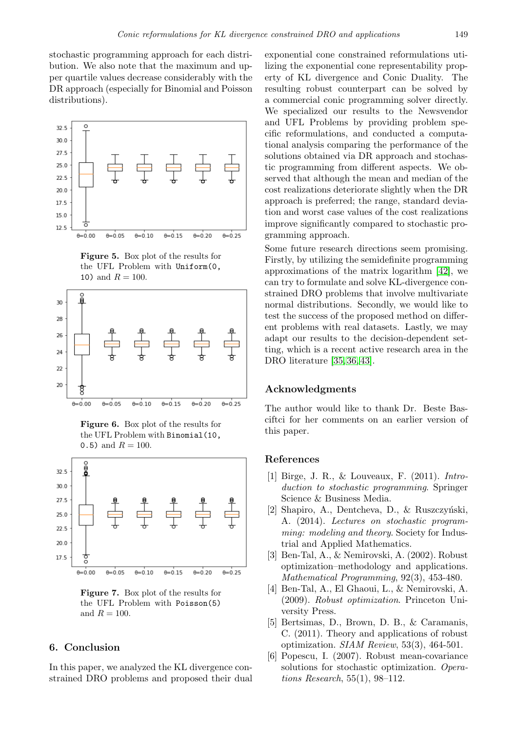stochastic programming approach for each distribution. We also note that the maximum and upper quartile values decrease considerably with the DR approach (especially for Binomial and Poisson distributions).

**Figure 5.** Box plot of the results for the UFL Problem with `Uniform(0, 10)` and $R = 100$.

**Figure 6.** Box plot of the results for the UFL Problem with `Binomial(10, 0.5)` and $R = 100$.

**Figure 7.** Box plot of the results for the UFL Problem with `Poisson(5)` and $R = 100$.

## 6. Conclusion

In this paper, we analyzed the KL divergence constrained DRO problems and proposed their dual exponential cone constrained reformulations utilizing the exponential cone representability property of KL divergence and Conic Duality. The resulting robust counterpart can be solved by a commercial conic programming solver directly. We specialized our results to the Newsvendor and UFL Problems by providing problem specific reformulations, and conducted a computational analysis comparing the performance of the solutions obtained via DR approach and stochastic programming from different aspects. We observed that although the mean and median of the cost realizations deteriorate slightly when the DR approach is preferred; the range, standard deviation and worst case values of the cost realizations improve significantly compared to stochastic programming approach.

Some future research directions seem promising. Firstly, by utilizing the semidefinite programming approximations of the matrix logarithm [42], we can try to formulate and solve KL-divergence constrained DRO problems that involve multivariate normal distributions. Secondly, we would like to test the success of the proposed method on different problems with real datasets. Lastly, we may adapt our results to the decision-dependent setting, which is a recent active research area in the DRO literature [35,36,43].

## Acknowledgments

The author would like to thank Dr. Beste Basciftci for her comments on an earlier version of this paper.

## References

[1] Birge, J. R., & Louveaux, F. (2011). *Introduction to stochastic programming*. Springer Science & Business Media.

[2] Shapiro, A., Dentcheva, D., & Ruszczyński, A. (2014). *Lectures on stochastic programming: modeling and theory*. Society for Industrial and Applied Mathematics.

[3] Ben-Tal, A., & Nemirovski, A. (2002). Robust optimization–methodology and applications. *Mathematical Programming*, 92(3), 453-480.

[4] Ben-Tal, A., El Ghaoui, L., & Nemirovski, A. (2009). *Robust optimization*. Princeton University Press.

[5] Bertsimas, D., Brown, D. B., & Caramanis, C. (2011). Theory and applications of robust optimization. *SIAM Review*, 53(3), 464-501.

[6] Popescu, I. (2007). Robust mean-covariance solutions for stochastic optimization. *Operations Research*, 55(1), 98–112.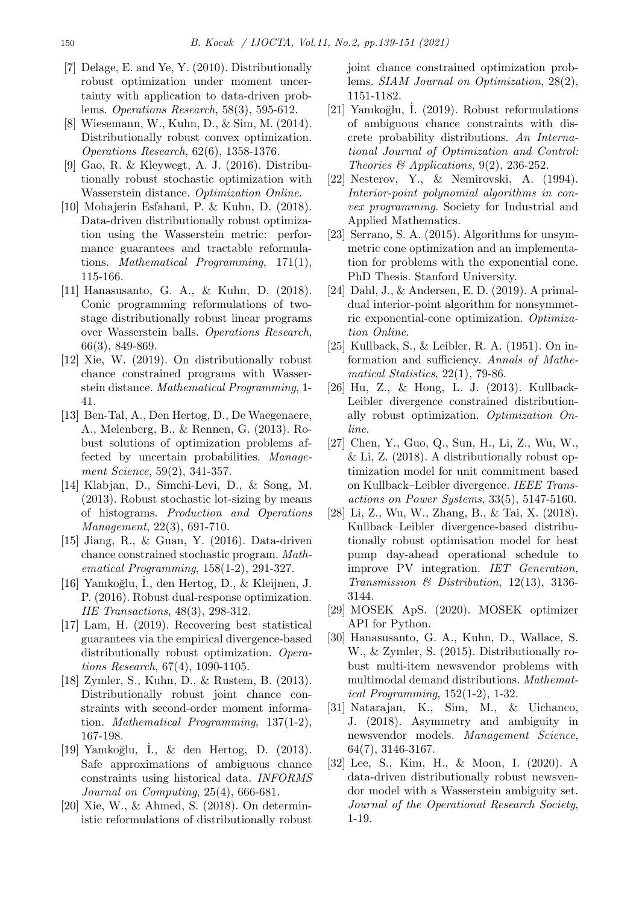[7] Delage, E. and Ye, Y. (2010). Distributionally robust optimization under moment uncertainty with application to data-driven problems. *Operations Research*, 58(3), 595-612.

[8] Wiesemann, W., Kuhn, D., & Sim, M. (2014). Distributionally robust convex optimization. *Operations Research*, 62(6), 1358-1376.

[9] Gao, R. & Kleywegt, A. J. (2016). Distributionally robust stochastic optimization with Wasserstein distance. *Optimization Online*.

[10] Mohajerin Esfahani, P. & Kuhn, D. (2018). Data-driven distributionally robust optimization using the Wasserstein metric: performance guarantees and tractable reformulations. *Mathematical Programming*, 171(1), 115-166.

[11] Hanasusanto, G. A., & Kuhn, D. (2018). Conic programming reformulations of two-stage distributionally robust linear programs over Wasserstein balls. *Operations Research*, 66(3), 849-869.

[12] Xie, W. (2019). On distributionally robust chance constrained programs with Wasserstein distance. *Mathematical Programming*, 1-41.

[13] Ben-Tal, A., Den Hertog, D., De Waegenaere, A., Melenberg, B., & Rennen, G. (2013). Robust solutions of optimization problems affected by uncertain probabilities. *Management Science*, 59(2), 341-357.

[14] Klabjan, D., Simchi-Levi, D., & Song, M. (2013). Robust stochastic lot-sizing by means of histograms. *Production and Operations Management*, 22(3), 691-710.

[15] Jiang, R., & Guan, Y. (2016). Data-driven chance constrained stochastic program. *Mathematical Programming*, 158(1-2), 291-327.

[16] Yanıkoğlu, İ., den Hertog, D., & Kleijnen, J. P. (2016). Robust dual-response optimization. *IIE Transactions*, 48(3), 298-312.

[17] Lam, H. (2019). Recovering best statistical guarantees via the empirical divergence-based distributionally robust optimization. *Operations Research*, 67(4), 1090-1105.

[18] Zymler, S., Kuhn, D., & Rustem, B. (2013). Distributionally robust joint chance constraints with second-order moment information. *Mathematical Programming*, 137(1-2), 167-198.

[19] Yanıkoğlu, İ., & den Hertog, D. (2013). Safe approximations of ambiguous chance constraints using historical data. *INFORMS Journal on Computing*, 25(4), 666-681.

[20] Xie, W., & Ahmed, S. (2018). On deterministic reformulations of distributionally robust joint chance constrained optimization problems. *SIAM Journal on Optimization*, 28(2), 1151-1182.

[21] Yanıkoğlu, İ. (2019). Robust reformulations of ambiguous chance constraints with discrete probability distributions. *An International Journal of Optimization and Control: Theories & Applications*, 9(2), 236-252.

[22] Nesterov, Y., & Nemirovski, A. (1994). *Interior-point polynomial algorithms in convex programming*. Society for Industrial and Applied Mathematics.

[23] Serrano, S. A. (2015). Algorithms for unsymmetric cone optimization and an implementation for problems with the exponential cone. PhD Thesis. Stanford University.

[24] Dahl, J., & Andersen, E. D. (2019). A primal-dual interior-point algorithm for nonsymmetric exponential-cone optimization. *Optimization Online*.

[25] Kullback, S., & Leibler, R. A. (1951). On information and sufficiency. *Annals of Mathematical Statistics*, 22(1), 79-86.

[26] Hu, Z., & Hong, L. J. (2013). Kullback-Leibler divergence constrained distributionally robust optimization. *Optimization Online*.

[27] Chen, Y., Guo, Q., Sun, H., Li, Z., Wu, W., & Li, Z. (2018). A distributionally robust optimization model for unit commitment based on Kullback–Leibler divergence. *IEEE Transactions on Power Systems*, 33(5), 5147-5160.

[28] Li, Z., Wu, W., Zhang, B., & Tai, X. (2018). Kullback–Leibler divergence-based distributionally robust optimisation model for heat pump day-ahead operational schedule to improve PV integration. *IET Generation, Transmission & Distribution*, 12(13), 3136-3144.

[29] MOSEK ApS. (2020). MOSEK optimizer API for Python.

[30] Hanasusanto, G. A., Kuhn, D., Wallace, S. W., & Zymler, S. (2015). Distributionally robust multi-item newsvendor problems with multimodal demand distributions. *Mathematical Programming*, 152(1-2), 1-32.

[31] Natarajan, K., Sim, M., & Uichanco, J. (2018). Asymmetry and ambiguity in newsvendor models. *Management Science*, 64(7), 3146-3167.

[32] Lee, S., Kim, H., & Moon, I. (2020). A data-driven distributionally robust newsvendor model with a Wasserstein ambiguity set. *Journal of the Operational Research Society*, 1-19.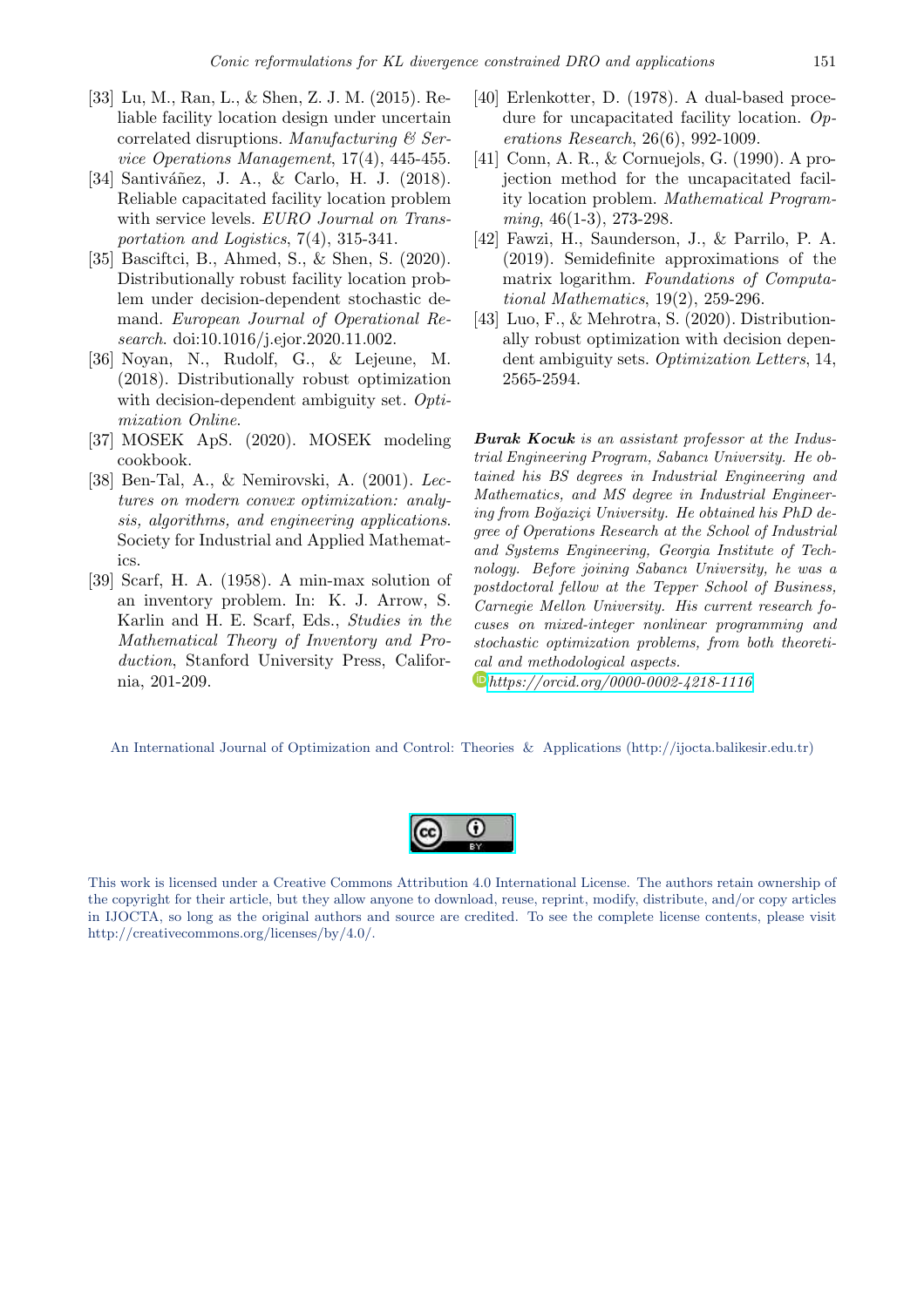[33] Lu, M., Ran, L., & Shen, Z. J. M. (2015). Reliable facility location design under uncertain correlated disruptions. *Manufacturing & Service Operations Management*, 17(4), 445-455.

[34] Santiváñez, J. A., & Carlo, H. J. (2018). Reliable capacitated facility location problem with service levels. *EURO Journal on Transportation and Logistics*, 7(4), 315-341.

[35] Basciftci, B., Ahmed, S., & Shen, S. (2020). Distributionally robust facility location problem under decision-dependent stochastic demand. *European Journal of Operational Research*. doi:10.1016/j.ejor.2020.11.002.

[36] Noyan, N., Rudolf, G., & Lejeune, M. (2018). Distributionally robust optimization with decision-dependent ambiguity set. *Optimization Online*.

[37] MOSEK ApS. (2020). MOSEK modeling cookbook.

[38] Ben-Tal, A., & Nemirovski, A. (2001). *Lectures on modern convex optimization: analysis, algorithms, and engineering applications*. Society for Industrial and Applied Mathematics.

[39] Scarf, H. A. (1958). A min-max solution of an inventory problem. In: K. J. Arrow, S. Karlin and H. E. Scarf, Eds., *Studies in the Mathematical Theory of Inventory and Production*, Stanford University Press, California, 201-209.

[40] Erlenkotter, D. (1978). A dual-based procedure for uncapacitated facility location. *Operations Research*, 26(6), 992-1009.

[41] Conn, A. R., & Cornuejols, G. (1990). A projection method for the uncapacitated facility location problem. *Mathematical Programming*, 46(1-3), 273-298.

[42] Fawzi, H., Saunderson, J., & Parrilo, P. A. (2019). Semidefinite approximations of the matrix logarithm. *Foundations of Computational Mathematics*, 19(2), 259-296.

[43] Luo, F., & Mehrotra, S. (2020). Distributionally robust optimization with decision dependent ambiguity sets. *Optimization Letters*, 14, 2565-2594.

***Burak Kocuk*** *is an assistant professor at the Industrial Engineering Program, Sabancı University. He obtained his BS degrees in Industrial Engineering and Mathematics, and MS degree in Industrial Engineering from Boğaziçi University. He obtained his PhD degree of Operations Research at the School of Industrial and Systems Engineering, Georgia Institute of Technology. Before joining Sabancı University, he was a postdoctoral fellow at the Tepper School of Business, Carnegie Mellon University. His current research focuses on mixed-integer nonlinear programming and stochastic optimization problems, from both theoretical and methodological aspects.*

*https://orcid.org/0000-0002-4218-1116*

An International Journal of Optimization and Control: Theories & Applications (http://ijocta.balikesir.edu.tr)

This work is licensed under a Creative Commons Attribution 4.0 International License. The authors retain ownership of the copyright for their article, but they allow anyone to download, reuse, reprint, modify, distribute, and/or copy articles in IJOCTA, so long as the original authors and source are credited. To see the complete license contents, please visit http://creativecommons.org/licenses/by/4.0/.